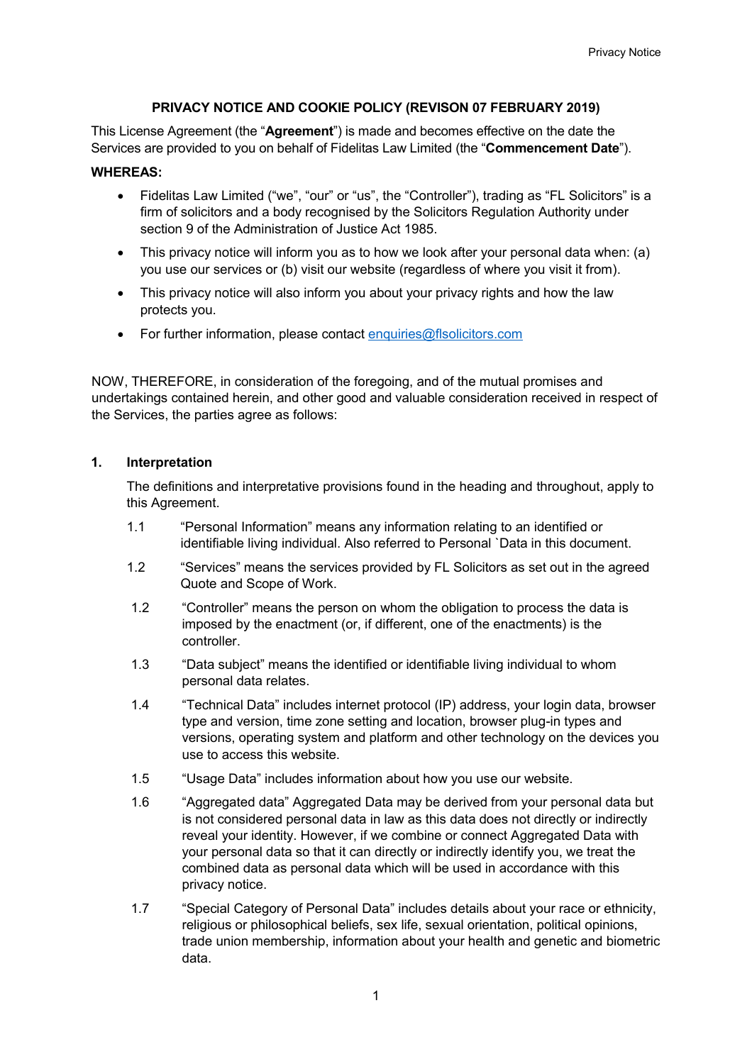**PRIVACY NOTICE AND COOKIE POLICY (REVISON 07 FEBRUARY 2019)**

This License Agreement (the "**Agreement**") is made and becomes effective on the date the Services are provided to you on behalf of Fidelitas Law Limited (the "**Commencement Date**").

**WHEREAS:**

- Fidelitas Law Limited ("we", "our" or "us", the "Controller"), trading as "FL Solicitors" is a firm of solicitors and a body recognised by the Solicitors Regulation Authority under section 9 of the Administration of Justice Act 1985.
- This privacy notice will inform you as to how we look after your personal data when: (a) you use our services or (b) visit our website (regardless of where you visit it from).
- This privacy notice will also inform you about your privacy rights and how the law protects you.
- For further information, please contact enquiries@flsolicitors.com

NOW, THEREFORE, in consideration of the foregoing, and of the mutual promises and undertakings contained herein, and other good and valuable consideration received in respect of the Services, the parties agree as follows:

**1. Interpretation**

The definitions and interpretative provisions found in the heading and throughout, apply to this Agreement.

1.1 "Personal Information" means any information relating to an identified or identifiable living individual. Also referred to Personal `Data in this document.

1.2 "Services" means the services provided by FL Solicitors as set out in the agreed Quote and Scope of Work.

1.2 "Controller" means the person on whom the obligation to process the data is imposed by the enactment (or, if different, one of the enactments) is the controller.

1.3 "Data subject" means the identified or identifiable living individual to whom personal data relates.

1.4 "Technical Data" includes internet protocol (IP) address, your login data, browser type and version, time zone setting and location, browser plug-in types and versions, operating system and platform and other technology on the devices you use to access this website.

1.5 "Usage Data" includes information about how you use our website.

1.6 "Aggregated data" Aggregated Data may be derived from your personal data but is not considered personal data in law as this data does not directly or indirectly reveal your identity. However, if we combine or connect Aggregated Data with your personal data so that it can directly or indirectly identify you, we treat the combined data as personal data which will be used in accordance with this privacy notice.

1.7 "Special Category of Personal Data" includes details about your race or ethnicity, religious or philosophical beliefs, sex life, sexual orientation, political opinions, trade union membership, information about your health and genetic and biometric data.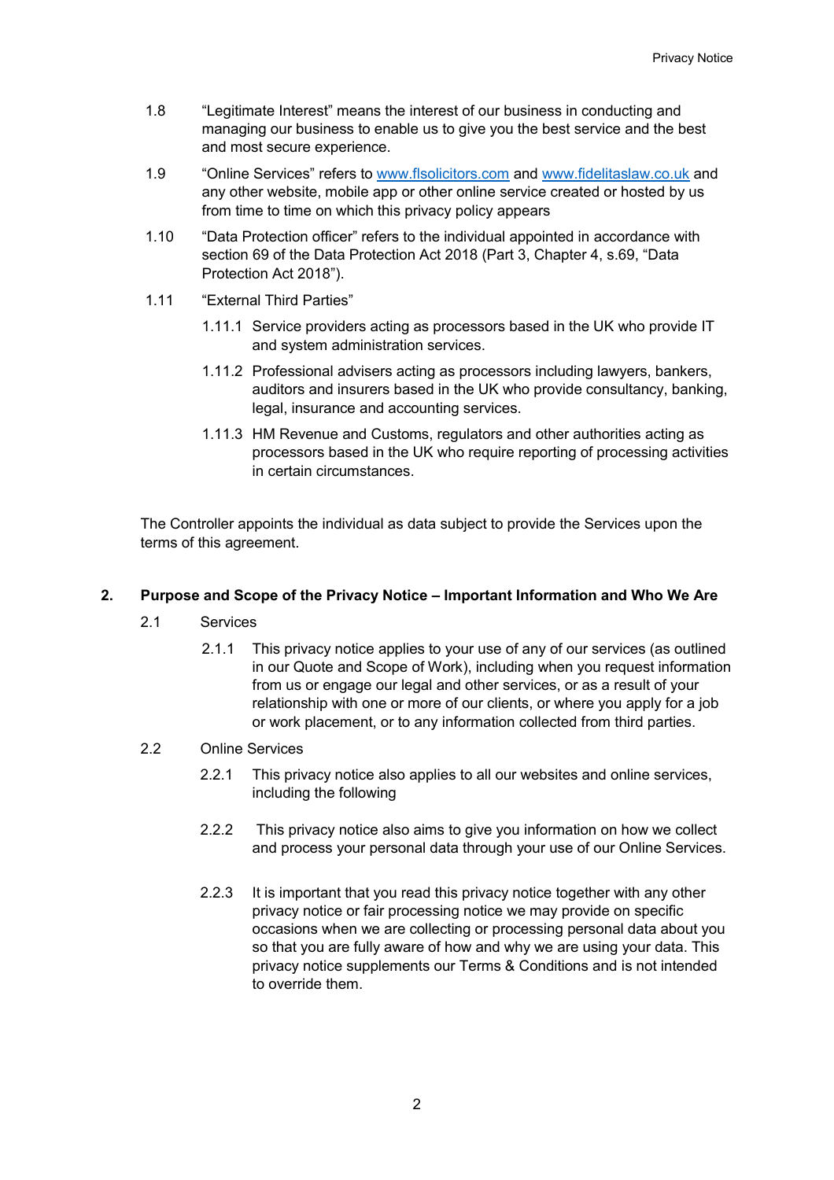1.8 "Legitimate Interest" means the interest of our business in conducting and managing our business to enable us to give you the best service and the best and most secure experience.

1.9 "Online Services" refers to [www.flsolicitors.com](http://www.flsolicitors.com) and [www.fidelitaslaw.co.uk](http://www.fidelitaslaw.co.uk) and any other website, mobile app or other online service created or hosted by us from time to time on which this privacy policy appears

1.10 "Data Protection officer" refers to the individual appointed in accordance with section 69 of the Data Protection Act 2018 (Part 3, Chapter 4, s.69, "Data Protection Act 2018").

1.11 "External Third Parties"

1.11.1 Service providers acting as processors based in the UK who provide IT and system administration services.

1.11.2 Professional advisers acting as processors including lawyers, bankers, auditors and insurers based in the UK who provide consultancy, banking, legal, insurance and accounting services.

1.11.3 HM Revenue and Customs, regulators and other authorities acting as processors based in the UK who require reporting of processing activities in certain circumstances.

The Controller appoints the individual as data subject to provide the Services upon the terms of this agreement.

## 2. Purpose and Scope of the Privacy Notice – Important Information and Who We Are

2.1 Services

2.1.1 This privacy notice applies to your use of any of our services (as outlined in our Quote and Scope of Work), including when you request information from us or engage our legal and other services, or as a result of your relationship with one or more of our clients, or where you apply for a job or work placement, or to any information collected from third parties.

2.2 Online Services

2.2.1 This privacy notice also applies to all our websites and online services, including the following

2.2.2 This privacy notice also aims to give you information on how we collect and process your personal data through your use of our Online Services.

2.2.3 It is important that you read this privacy notice together with any other privacy notice or fair processing notice we may provide on specific occasions when we are collecting or processing personal data about you so that you are fully aware of how and why we are using your data. This privacy notice supplements our Terms & Conditions and is not intended to override them.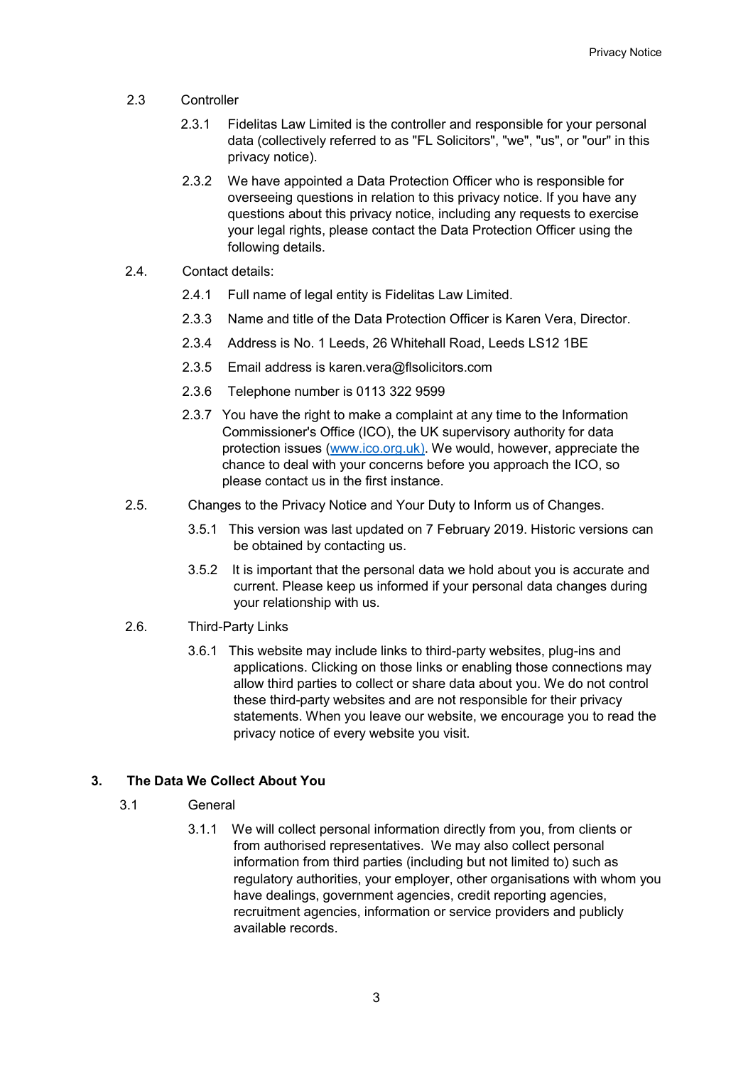2.3 Controller

2.3.1 Fidelitas Law Limited is the controller and responsible for your personal data (collectively referred to as "FL Solicitors", "we", "us", or "our" in this privacy notice).

2.3.2 We have appointed a Data Protection Officer who is responsible for overseeing questions in relation to this privacy notice. If you have any questions about this privacy notice, including any requests to exercise your legal rights, please contact the Data Protection Officer using the following details.

2.4. Contact details:

2.4.1 Full name of legal entity is Fidelitas Law Limited.

2.3.3 Name and title of the Data Protection Officer is Karen Vera, Director.

2.3.4 Address is No. 1 Leeds, 26 Whitehall Road, Leeds LS12 1BE

2.3.5 Email address is karen.vera@flsolicitors.com

2.3.6 Telephone number is 0113 322 9599

2.3.7 You have the right to make a complaint at any time to the Information Commissioner's Office (ICO), the UK supervisory authority for data protection issues (www.ico.org.uk). We would, however, appreciate the chance to deal with your concerns before you approach the ICO, so please contact us in the first instance.

2.5. Changes to the Privacy Notice and Your Duty to Inform us of Changes.

3.5.1 This version was last updated on 7 February 2019. Historic versions can be obtained by contacting us.

3.5.2 It is important that the personal data we hold about you is accurate and current. Please keep us informed if your personal data changes during your relationship with us.

2.6. Third-Party Links

3.6.1 This website may include links to third-party websites, plug-ins and applications. Clicking on those links or enabling those connections may allow third parties to collect or share data about you. We do not control these third-party websites and are not responsible for their privacy statements. When you leave our website, we encourage you to read the privacy notice of every website you visit.

## 3. The Data We Collect About You

3.1 General

3.1.1 We will collect personal information directly from you, from clients or from authorised representatives. We may also collect personal information from third parties (including but not limited to) such as regulatory authorities, your employer, other organisations with whom you have dealings, government agencies, credit reporting agencies, recruitment agencies, information or service providers and publicly available records.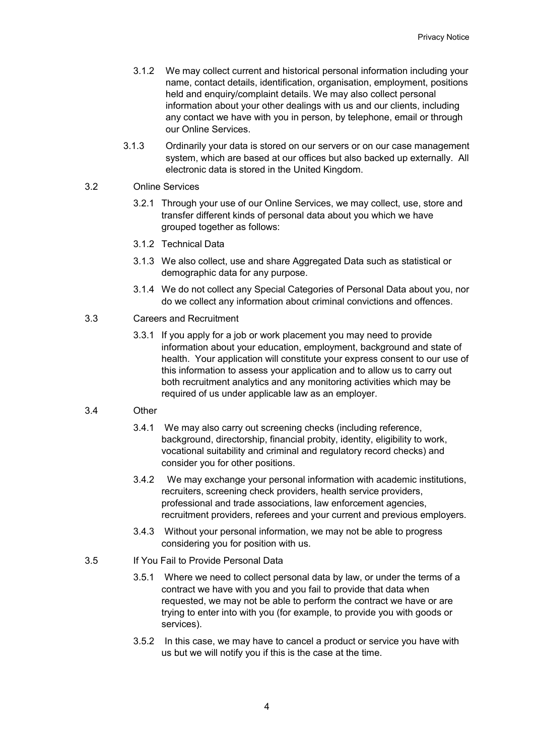3.1.2 We may collect current and historical personal information including your name, contact details, identification, organisation, employment, positions held and enquiry/complaint details. We may also collect personal information about your other dealings with us and our clients, including any contact we have with you in person, by telephone, email or through our Online Services.

3.1.3 Ordinarily your data is stored on our servers or on our case management system, which are based at our offices but also backed up externally. All electronic data is stored in the United Kingdom.

3.2 Online Services

3.2.1 Through your use of our Online Services, we may collect, use, store and transfer different kinds of personal data about you which we have grouped together as follows:

3.1.2 Technical Data

3.1.3 We also collect, use and share Aggregated Data such as statistical or demographic data for any purpose.

3.1.4 We do not collect any Special Categories of Personal Data about you, nor do we collect any information about criminal convictions and offences.

3.3 Careers and Recruitment

3.3.1 If you apply for a job or work placement you may need to provide information about your education, employment, background and state of health. Your application will constitute your express consent to our use of this information to assess your application and to allow us to carry out both recruitment analytics and any monitoring activities which may be required of us under applicable law as an employer.

3.4 Other

3.4.1 We may also carry out screening checks (including reference, background, directorship, financial probity, identity, eligibility to work, vocational suitability and criminal and regulatory record checks) and consider you for other positions.

3.4.2 We may exchange your personal information with academic institutions, recruiters, screening check providers, health service providers, professional and trade associations, law enforcement agencies, recruitment providers, referees and your current and previous employers.

3.4.3 Without your personal information, we may not be able to progress considering you for position with us.

3.5 If You Fail to Provide Personal Data

3.5.1 Where we need to collect personal data by law, or under the terms of a contract we have with you and you fail to provide that data when requested, we may not be able to perform the contract we have or are trying to enter into with you (for example, to provide you with goods or services).

3.5.2 In this case, we may have to cancel a product or service you have with us but we will notify you if this is the case at the time.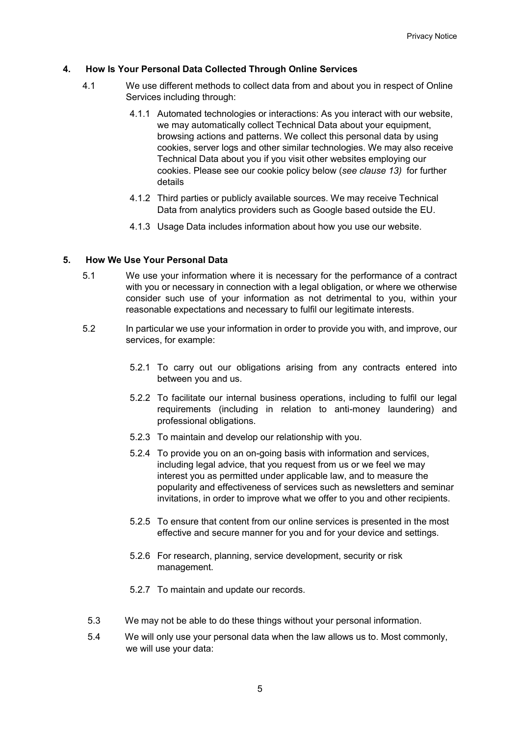## 4. How Is Your Personal Data Collected Through Online Services

4.1 We use different methods to collect data from and about you in respect of Online Services including through:

4.1.1 Automated technologies or interactions: As you interact with our website, we may automatically collect Technical Data about your equipment, browsing actions and patterns. We collect this personal data by using cookies, server logs and other similar technologies. We may also receive Technical Data about you if you visit other websites employing our cookies. Please see our cookie policy below (*see clause 13)* for further details

4.1.2 Third parties or publicly available sources. We may receive Technical Data from analytics providers such as Google based outside the EU.

4.1.3 Usage Data includes information about how you use our website.

## 5. How We Use Your Personal Data

5.1 We use your information where it is necessary for the performance of a contract with you or necessary in connection with a legal obligation, or where we otherwise consider such use of your information as not detrimental to you, within your reasonable expectations and necessary to fulfil our legitimate interests.

5.2 In particular we use your information in order to provide you with, and improve, our services, for example:

5.2.1 To carry out our obligations arising from any contracts entered into between you and us.

5.2.2 To facilitate our internal business operations, including to fulfil our legal requirements (including in relation to anti-money laundering) and professional obligations.

5.2.3 To maintain and develop our relationship with you.

5.2.4 To provide you on an on-going basis with information and services, including legal advice, that you request from us or we feel we may interest you as permitted under applicable law, and to measure the popularity and effectiveness of services such as newsletters and seminar invitations, in order to improve what we offer to you and other recipients.

5.2.5 To ensure that content from our online services is presented in the most effective and secure manner for you and for your device and settings.

5.2.6 For research, planning, service development, security or risk management.

5.2.7 To maintain and update our records.

5.3 We may not be able to do these things without your personal information.

5.4 We will only use your personal data when the law allows us to. Most commonly, we will use your data: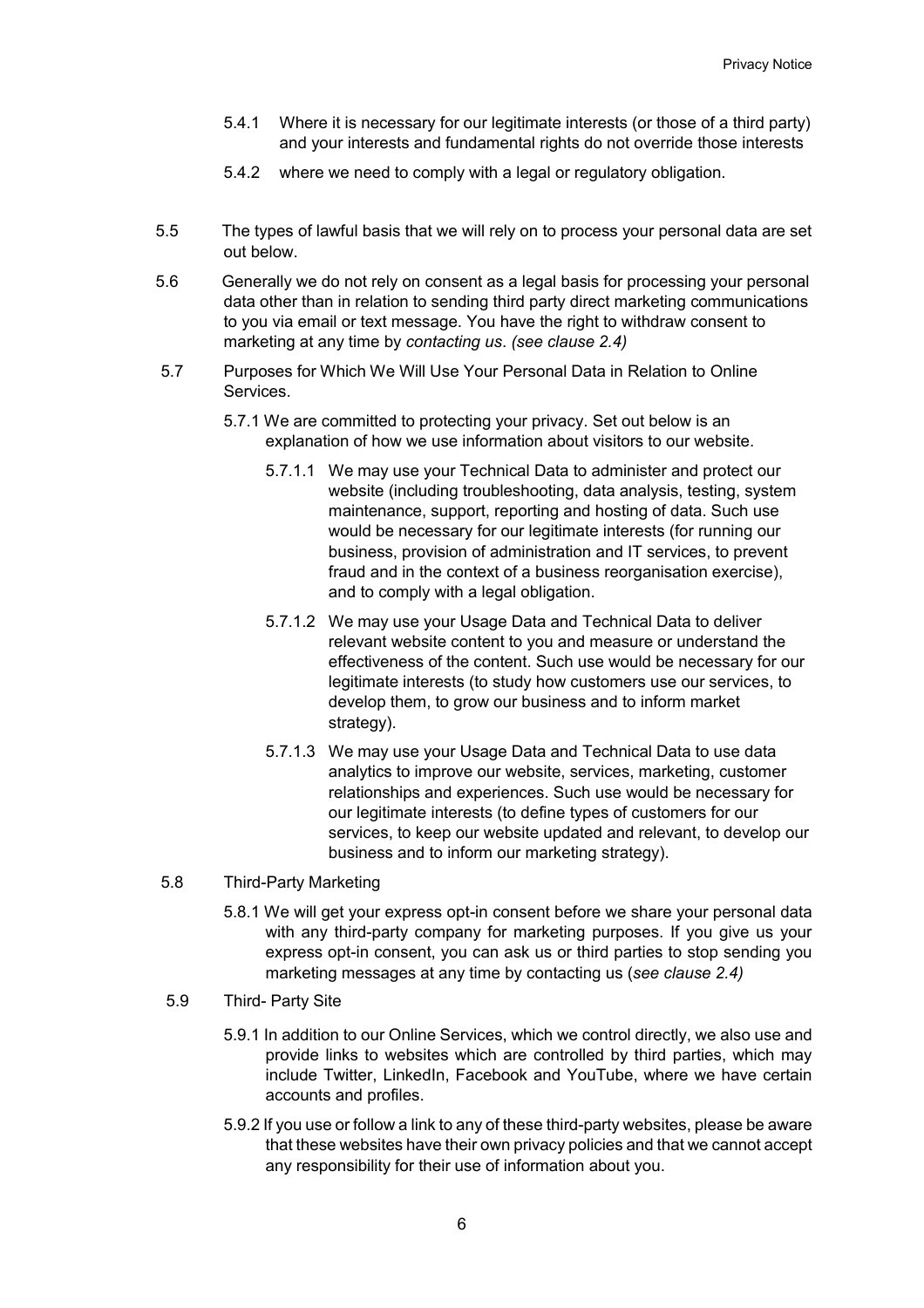5.4.1 Where it is necessary for our legitimate interests (or those of a third party) and your interests and fundamental rights do not override those interests

5.4.2 where we need to comply with a legal or regulatory obligation.

5.5 The types of lawful basis that we will rely on to process your personal data are set out below.

5.6 Generally we do not rely on consent as a legal basis for processing your personal data other than in relation to sending third party direct marketing communications to you via email or text message. You have the right to withdraw consent to marketing at any time by *contacting us*. *(see clause 2.4)*

5.7 Purposes for Which We Will Use Your Personal Data in Relation to Online Services.

5.7.1 We are committed to protecting your privacy. Set out below is an explanation of how we use information about visitors to our website.

5.7.1.1 We may use your Technical Data to administer and protect our website (including troubleshooting, data analysis, testing, system maintenance, support, reporting and hosting of data. Such use would be necessary for our legitimate interests (for running our business, provision of administration and IT services, to prevent fraud and in the context of a business reorganisation exercise), and to comply with a legal obligation.

5.7.1.2 We may use your Usage Data and Technical Data to deliver relevant website content to you and measure or understand the effectiveness of the content. Such use would be necessary for our legitimate interests (to study how customers use our services, to develop them, to grow our business and to inform market strategy).

5.7.1.3 We may use your Usage Data and Technical Data to use data analytics to improve our website, services, marketing, customer relationships and experiences. Such use would be necessary for our legitimate interests (to define types of customers for our services, to keep our website updated and relevant, to develop our business and to inform our marketing strategy).

5.8 Third-Party Marketing

5.8.1 We will get your express opt-in consent before we share your personal data with any third-party company for marketing purposes. If you give us your express opt-in consent, you can ask us or third parties to stop sending you marketing messages at any time by contacting us (*see clause 2.4)*

5.9 Third- Party Site

5.9.1 In addition to our Online Services, which we control directly, we also use and provide links to websites which are controlled by third parties, which may include Twitter, LinkedIn, Facebook and YouTube, where we have certain accounts and profiles.

5.9.2 If you use or follow a link to any of these third-party websites, please be aware that these websites have their own privacy policies and that we cannot accept any responsibility for their use of information about you.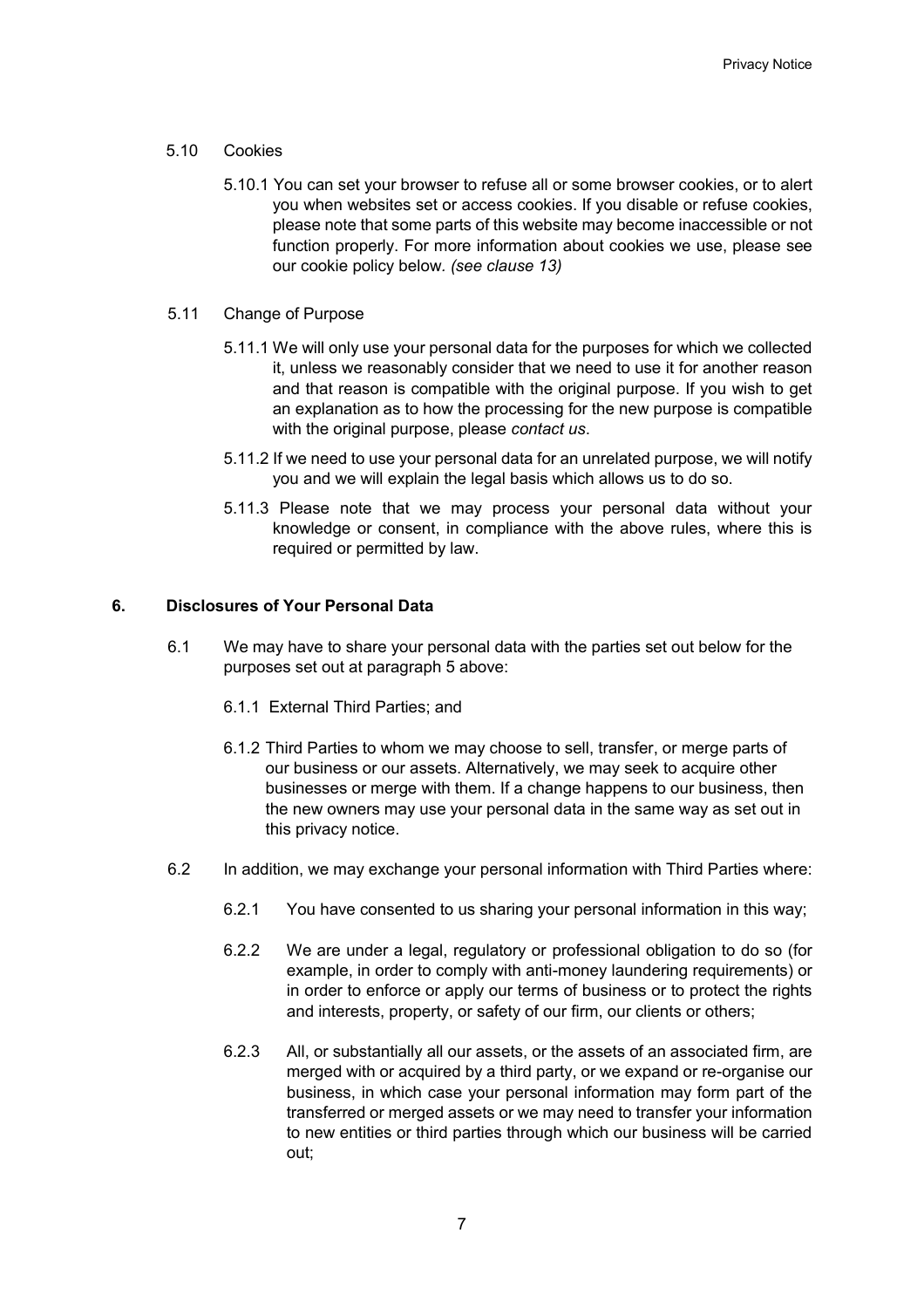5.10 Cookies

5.10.1 You can set your browser to refuse all or some browser cookies, or to alert you when websites set or access cookies. If you disable or refuse cookies, please note that some parts of this website may become inaccessible or not function properly. For more information about cookies we use, please see our cookie policy below. *(see clause 13)*

5.11 Change of Purpose

5.11.1 We will only use your personal data for the purposes for which we collected it, unless we reasonably consider that we need to use it for another reason and that reason is compatible with the original purpose. If you wish to get an explanation as to how the processing for the new purpose is compatible with the original purpose, please *contact us*.

5.11.2 If we need to use your personal data for an unrelated purpose, we will notify you and we will explain the legal basis which allows us to do so.

5.11.3 Please note that we may process your personal data without your knowledge or consent, in compliance with the above rules, where this is required or permitted by law.

## 6. Disclosures of Your Personal Data

6.1 We may have to share your personal data with the parties set out below for the purposes set out at paragraph 5 above:

6.1.1 External Third Parties; and

6.1.2 Third Parties to whom we may choose to sell, transfer, or merge parts of our business or our assets. Alternatively, we may seek to acquire other businesses or merge with them. If a change happens to our business, then the new owners may use your personal data in the same way as set out in this privacy notice.

6.2 In addition, we may exchange your personal information with Third Parties where:

6.2.1 You have consented to us sharing your personal information in this way;

6.2.2 We are under a legal, regulatory or professional obligation to do so (for example, in order to comply with anti-money laundering requirements) or in order to enforce or apply our terms of business or to protect the rights and interests, property, or safety of our firm, our clients or others;

6.2.3 All, or substantially all our assets, or the assets of an associated firm, are merged with or acquired by a third party, or we expand or re-organise our business, in which case your personal information may form part of the transferred or merged assets or we may need to transfer your information to new entities or third parties through which our business will be carried out;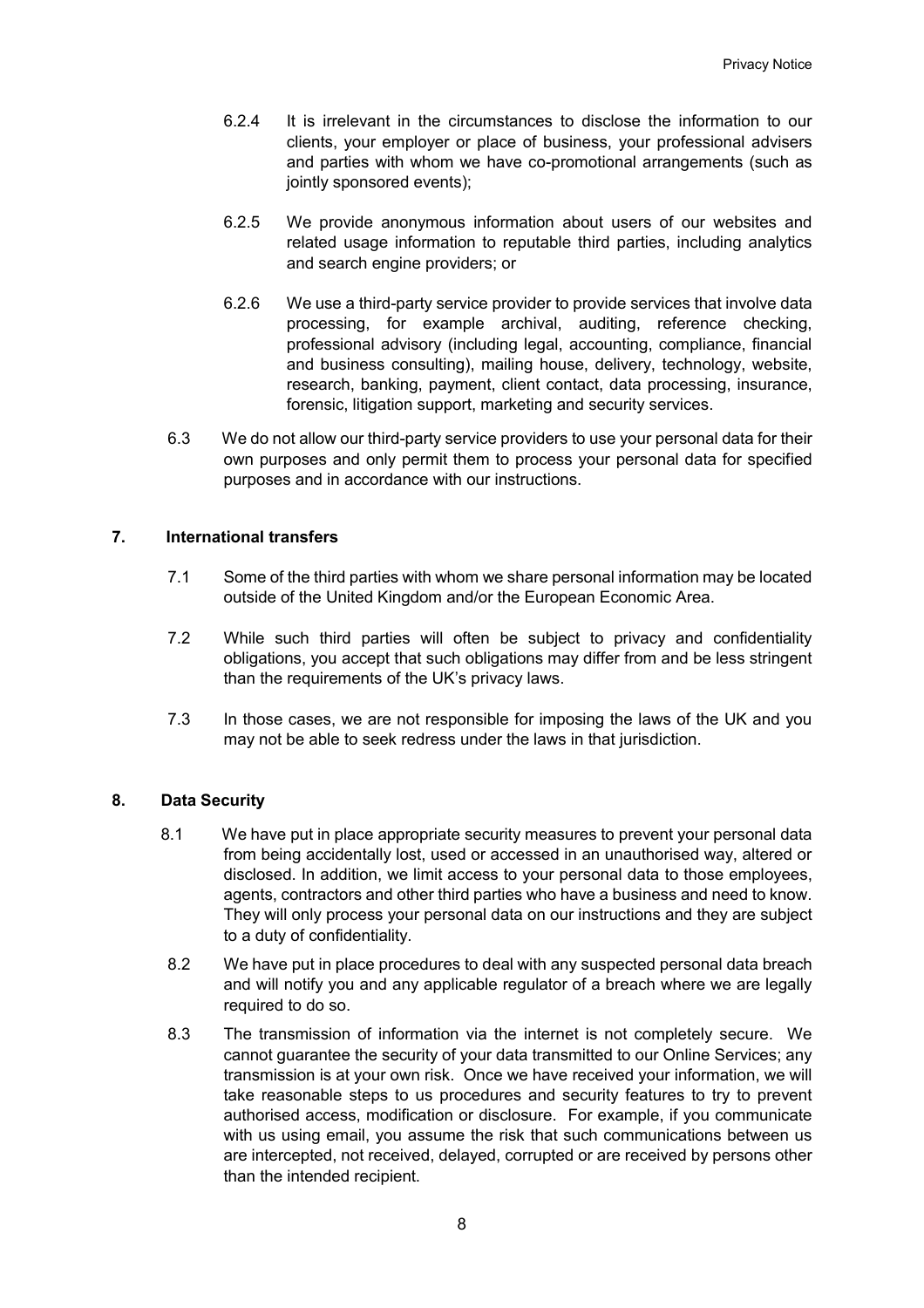6.2.4 It is irrelevant in the circumstances to disclose the information to our clients, your employer or place of business, your professional advisers and parties with whom we have co-promotional arrangements (such as jointly sponsored events);

6.2.5 We provide anonymous information about users of our websites and related usage information to reputable third parties, including analytics and search engine providers; or

6.2.6 We use a third-party service provider to provide services that involve data processing, for example archival, auditing, reference checking, professional advisory (including legal, accounting, compliance, financial and business consulting), mailing house, delivery, technology, website, research, banking, payment, client contact, data processing, insurance, forensic, litigation support, marketing and security services.

6.3 We do not allow our third-party service providers to use your personal data for their own purposes and only permit them to process your personal data for specified purposes and in accordance with our instructions.

## 7. International transfers

7.1 Some of the third parties with whom we share personal information may be located outside of the United Kingdom and/or the European Economic Area.

7.2 While such third parties will often be subject to privacy and confidentiality obligations, you accept that such obligations may differ from and be less stringent than the requirements of the UK's privacy laws.

7.3 In those cases, we are not responsible for imposing the laws of the UK and you may not be able to seek redress under the laws in that jurisdiction.

## 8. Data Security

8.1 We have put in place appropriate security measures to prevent your personal data from being accidentally lost, used or accessed in an unauthorised way, altered or disclosed. In addition, we limit access to your personal data to those employees, agents, contractors and other third parties who have a business and need to know. They will only process your personal data on our instructions and they are subject to a duty of confidentiality.

8.2 We have put in place procedures to deal with any suspected personal data breach and will notify you and any applicable regulator of a breach where we are legally required to do so.

8.3 The transmission of information via the internet is not completely secure. We cannot guarantee the security of your data transmitted to our Online Services; any transmission is at your own risk. Once we have received your information, we will take reasonable steps to us procedures and security features to try to prevent authorised access, modification or disclosure. For example, if you communicate with us using email, you assume the risk that such communications between us are intercepted, not received, delayed, corrupted or are received by persons other than the intended recipient.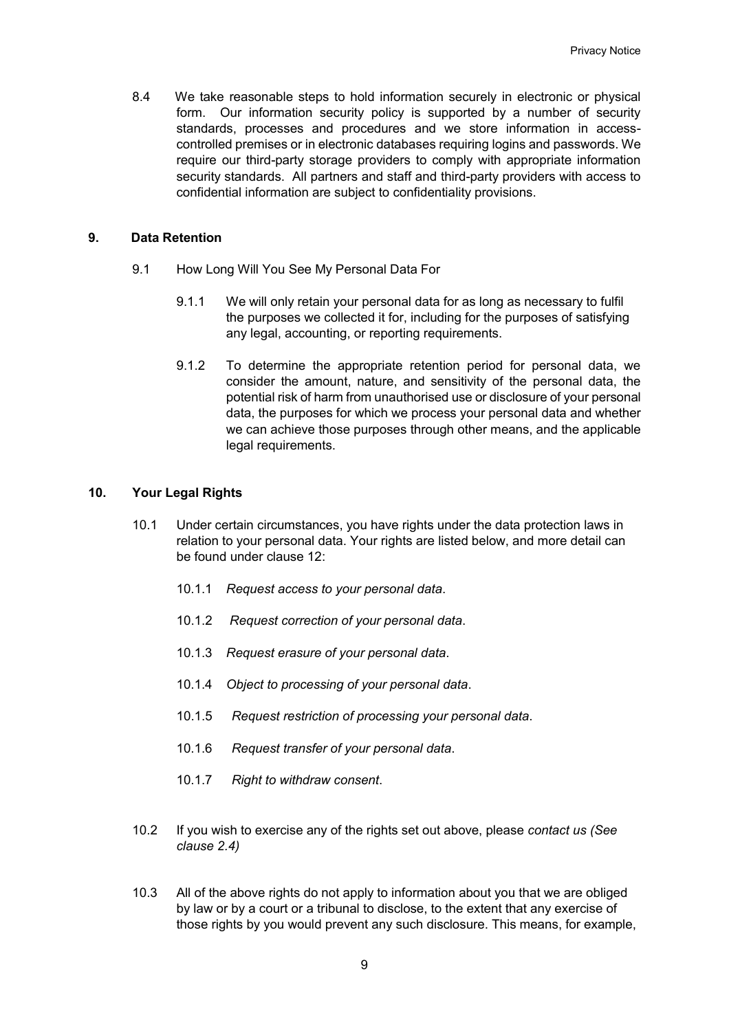8.4 We take reasonable steps to hold information securely in electronic or physical form. Our information security policy is supported by a number of security standards, processes and procedures and we store information in access-controlled premises or in electronic databases requiring logins and passwords. We require our third-party storage providers to comply with appropriate information security standards. All partners and staff and third-party providers with access to confidential information are subject to confidentiality provisions.

## 9. Data Retention

9.1 How Long Will You See My Personal Data For

9.1.1 We will only retain your personal data for as long as necessary to fulfil the purposes we collected it for, including for the purposes of satisfying any legal, accounting, or reporting requirements.

9.1.2 To determine the appropriate retention period for personal data, we consider the amount, nature, and sensitivity of the personal data, the potential risk of harm from unauthorised use or disclosure of your personal data, the purposes for which we process your personal data and whether we can achieve those purposes through other means, and the applicable legal requirements.

## 10. Your Legal Rights

10.1 Under certain circumstances, you have rights under the data protection laws in relation to your personal data. Your rights are listed below, and more detail can be found under clause 12:

10.1.1 *Request access to your personal data*.

10.1.2 *Request correction of your personal data*.

10.1.3 *Request erasure of your personal data*.

10.1.4 *Object to processing of your personal data*.

10.1.5 *Request restriction of processing your personal data*.

10.1.6 *Request transfer of your personal data*.

10.1.7 *Right to withdraw consent*.

10.2 If you wish to exercise any of the rights set out above, please *contact us (See clause 2.4)*

10.3 All of the above rights do not apply to information about you that we are obliged by law or by a court or a tribunal to disclose, to the extent that any exercise of those rights by you would prevent any such disclosure. This means, for example,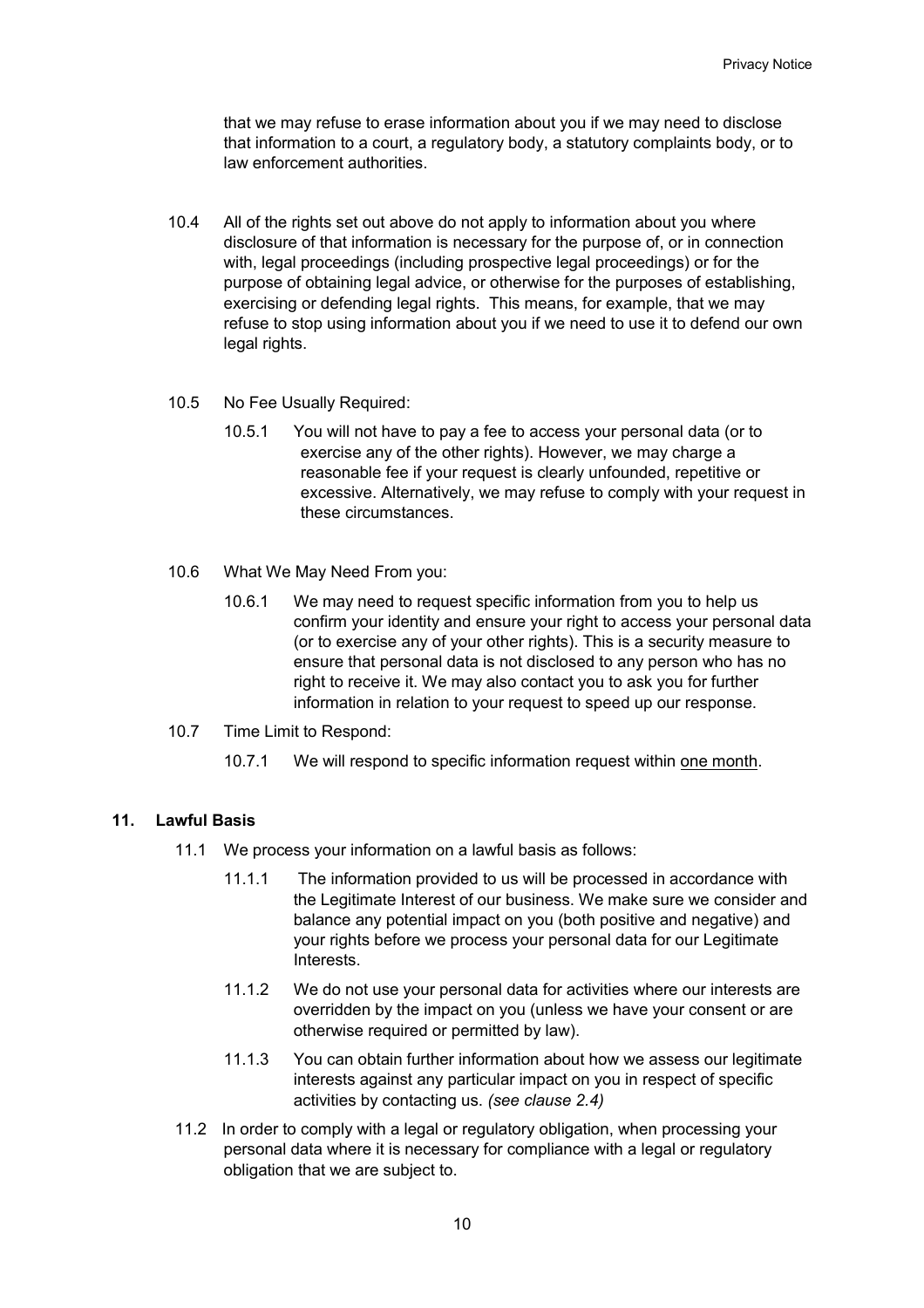that we may refuse to erase information about you if we may need to disclose that information to a court, a regulatory body, a statutory complaints body, or to law enforcement authorities.

10.4 All of the rights set out above do not apply to information about you where disclosure of that information is necessary for the purpose of, or in connection with, legal proceedings (including prospective legal proceedings) or for the purpose of obtaining legal advice, or otherwise for the purposes of establishing, exercising or defending legal rights. This means, for example, that we may refuse to stop using information about you if we need to use it to defend our own legal rights.

10.5 No Fee Usually Required:

10.5.1 You will not have to pay a fee to access your personal data (or to exercise any of the other rights). However, we may charge a reasonable fee if your request is clearly unfounded, repetitive or excessive. Alternatively, we may refuse to comply with your request in these circumstances.

10.6 What We May Need From you:

10.6.1 We may need to request specific information from you to help us confirm your identity and ensure your right to access your personal data (or to exercise any of your other rights). This is a security measure to ensure that personal data is not disclosed to any person who has no right to receive it. We may also contact you to ask you for further information in relation to your request to speed up our response.

10.7 Time Limit to Respond:

10.7.1 We will respond to specific information request within one month.

## 11. Lawful Basis

11.1 We process your information on a lawful basis as follows:

11.1.1 The information provided to us will be processed in accordance with the Legitimate Interest of our business. We make sure we consider and balance any potential impact on you (both positive and negative) and your rights before we process your personal data for our Legitimate Interests.

11.1.2 We do not use your personal data for activities where our interests are overridden by the impact on you (unless we have your consent or are otherwise required or permitted by law).

11.1.3 You can obtain further information about how we assess our legitimate interests against any particular impact on you in respect of specific activities by contacting us. *(see clause 2.4)*

11.2 In order to comply with a legal or regulatory obligation, when processing your personal data where it is necessary for compliance with a legal or regulatory obligation that we are subject to.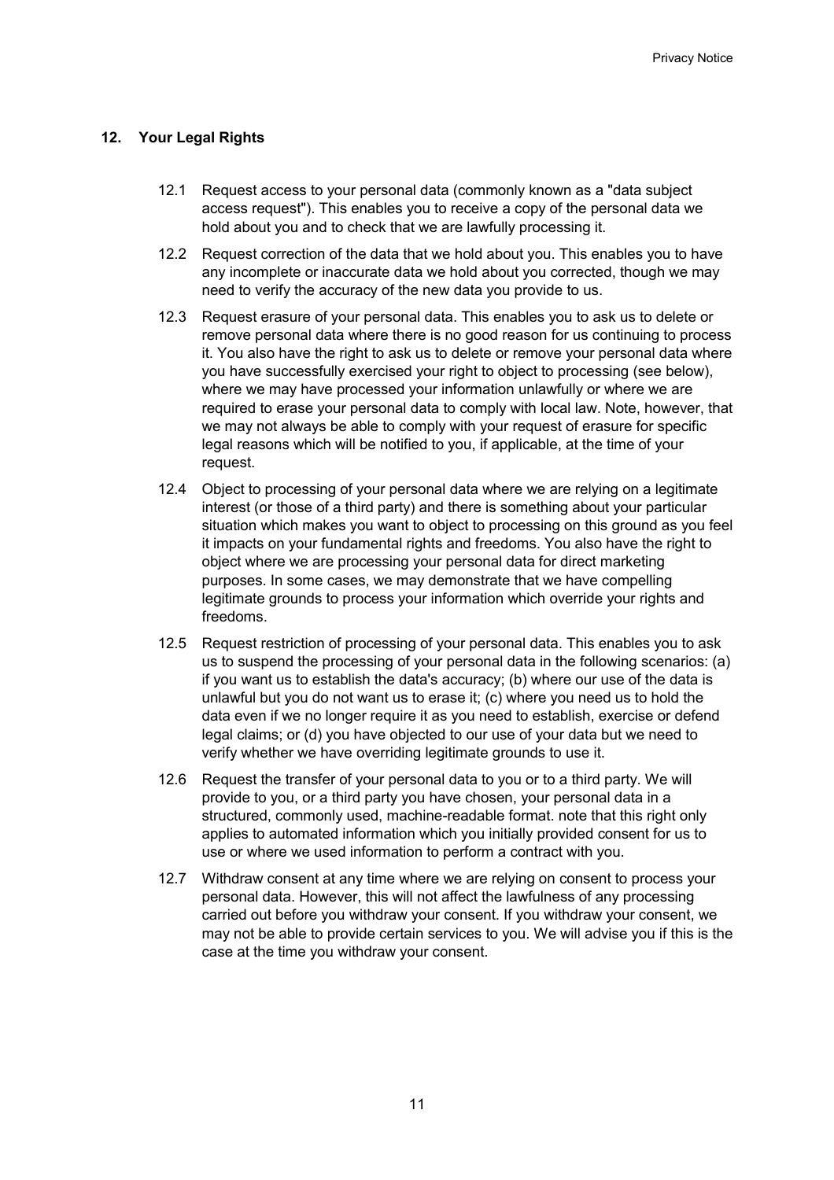## 12. Your Legal Rights

12.1 Request access to your personal data (commonly known as a "data subject access request"). This enables you to receive a copy of the personal data we hold about you and to check that we are lawfully processing it.

12.2 Request correction of the data that we hold about you. This enables you to have any incomplete or inaccurate data we hold about you corrected, though we may need to verify the accuracy of the new data you provide to us.

12.3 Request erasure of your personal data. This enables you to ask us to delete or remove personal data where there is no good reason for us continuing to process it. You also have the right to ask us to delete or remove your personal data where you have successfully exercised your right to object to processing (see below), where we may have processed your information unlawfully or where we are required to erase your personal data to comply with local law. Note, however, that we may not always be able to comply with your request of erasure for specific legal reasons which will be notified to you, if applicable, at the time of your request.

12.4 Object to processing of your personal data where we are relying on a legitimate interest (or those of a third party) and there is something about your particular situation which makes you want to object to processing on this ground as you feel it impacts on your fundamental rights and freedoms. You also have the right to object where we are processing your personal data for direct marketing purposes. In some cases, we may demonstrate that we have compelling legitimate grounds to process your information which override your rights and freedoms.

12.5 Request restriction of processing of your personal data. This enables you to ask us to suspend the processing of your personal data in the following scenarios: (a) if you want us to establish the data's accuracy; (b) where our use of the data is unlawful but you do not want us to erase it; (c) where you need us to hold the data even if we no longer require it as you need to establish, exercise or defend legal claims; or (d) you have objected to our use of your data but we need to verify whether we have overriding legitimate grounds to use it.

12.6 Request the transfer of your personal data to you or to a third party. We will provide to you, or a third party you have chosen, your personal data in a structured, commonly used, machine-readable format. note that this right only applies to automated information which you initially provided consent for us to use or where we used information to perform a contract with you.

12.7 Withdraw consent at any time where we are relying on consent to process your personal data. However, this will not affect the lawfulness of any processing carried out before you withdraw your consent. If you withdraw your consent, we may not be able to provide certain services to you. We will advise you if this is the case at the time you withdraw your consent.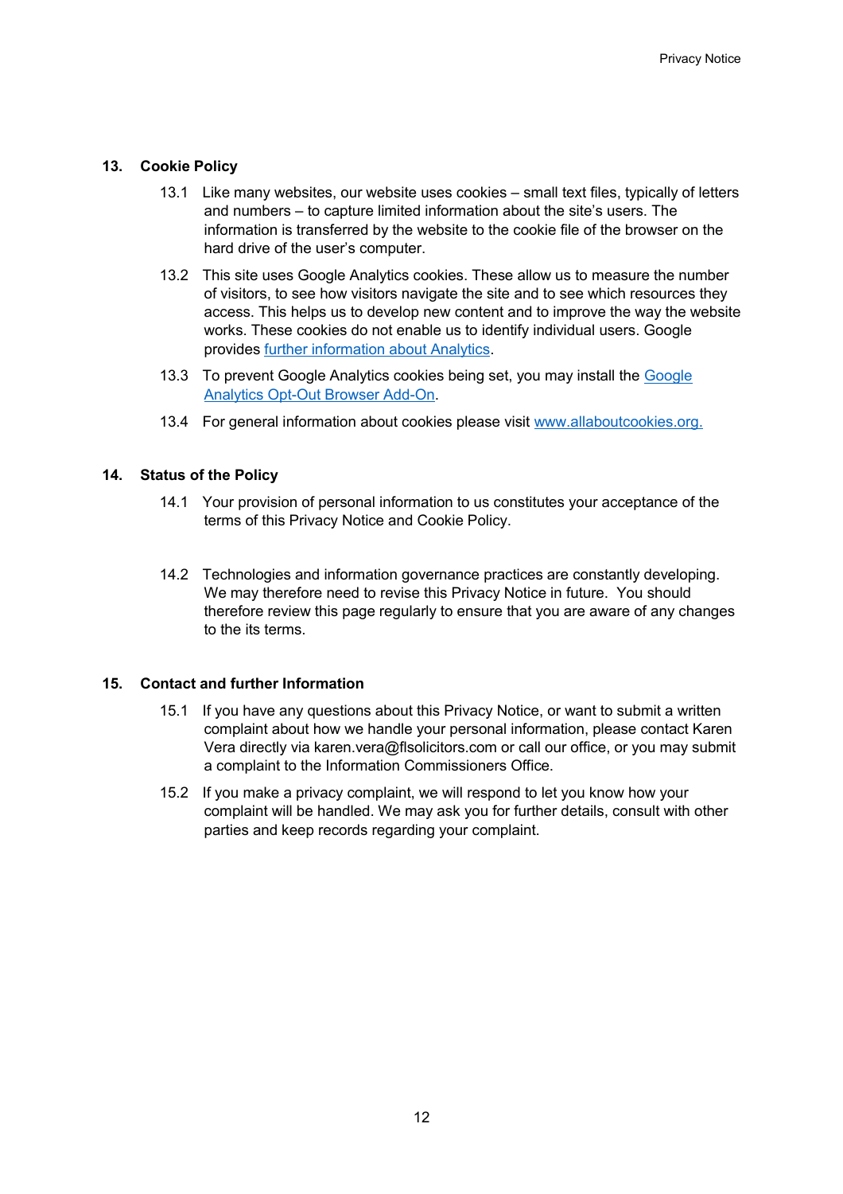## 13. Cookie Policy

13.1 Like many websites, our website uses cookies – small text files, typically of letters and numbers – to capture limited information about the site's users. The information is transferred by the website to the cookie file of the browser on the hard drive of the user's computer.

13.2 This site uses Google Analytics cookies. These allow us to measure the number of visitors, to see how visitors navigate the site and to see which resources they access. This helps us to develop new content and to improve the way the website works. These cookies do not enable us to identify individual users. Google provides further information about Analytics.

13.3 To prevent Google Analytics cookies being set, you may install the Google Analytics Opt-Out Browser Add-On.

13.4 For general information about cookies please visit www.allaboutcookies.org.

## 14. Status of the Policy

14.1 Your provision of personal information to us constitutes your acceptance of the terms of this Privacy Notice and Cookie Policy.

14.2 Technologies and information governance practices are constantly developing. We may therefore need to revise this Privacy Notice in future. You should therefore review this page regularly to ensure that you are aware of any changes to the its terms.

## 15. Contact and further Information

15.1 If you have any questions about this Privacy Notice, or want to submit a written complaint about how we handle your personal information, please contact Karen Vera directly via karen.vera@flsolicitors.com or call our office, or you may submit a complaint to the Information Commissioners Office.

15.2 If you make a privacy complaint, we will respond to let you know how your complaint will be handled. We may ask you for further details, consult with other parties and keep records regarding your complaint.